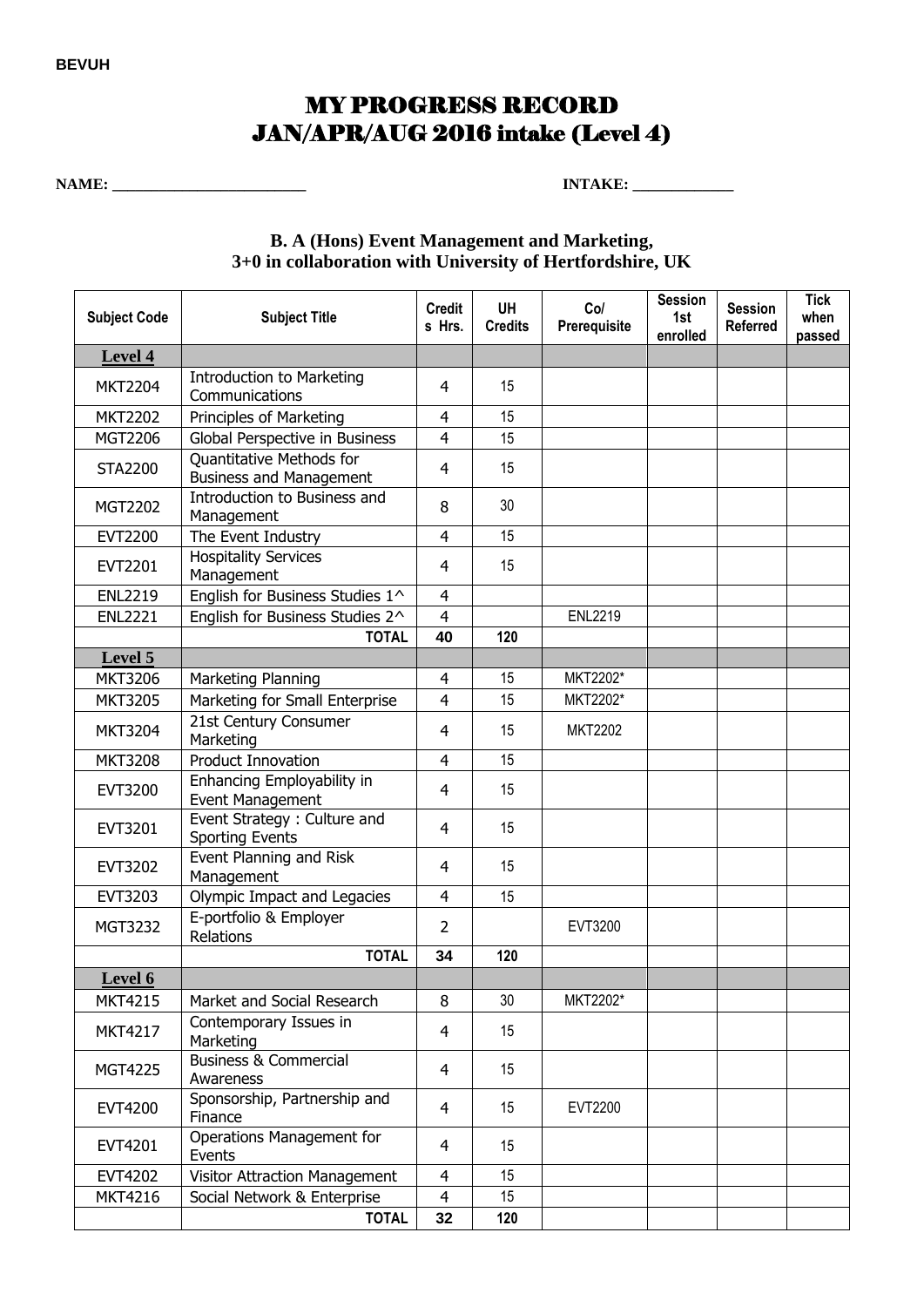**BEVUH**

# MY PROGRESS RECORD
# JAN/APR/AUG 2016 intake (Level 4)

**NAME: ________________________** **INTAKE: ____________**

**B. A (Hons) Event Management and Marketing,**
**3+0 in collaboration with University of Hertfordshire, UK**

| Subject Code | Subject Title | Credits Hrs. | UH Credits | Co/ Prerequisite | Session 1st enrolled | Session Referred | Tick when passed |
|---|---|---|---|---|---|---|---|
| **Level 4** | | | | | | | |
| MKT2204 | Introduction to Marketing Communications | 4 | 15 | | | | |
| MKT2202 | Principles of Marketing | 4 | 15 | | | | |
| MGT2206 | Global Perspective in Business | 4 | 15 | | | | |
| STA2200 | Quantitative Methods for Business and Management | 4 | 15 | | | | |
| MGT2202 | Introduction to Business and Management | 8 | 30 | | | | |
| EVT2200 | The Event Industry | 4 | 15 | | | | |
| EVT2201 | Hospitality Services Management | 4 | 15 | | | | |
| ENL2219 | English for Business Studies 1^ | 4 | | | | | |
| ENL2221 | English for Business Studies 2^ | 4 | | ENL2219 | | | |
| | **TOTAL** | **40** | **120** | | | | |
| **Level 5** | | | | | | | |
| MKT3206 | Marketing Planning | 4 | 15 | MKT2202* | | | |
| MKT3205 | Marketing for Small Enterprise | 4 | 15 | MKT2202* | | | |
| MKT3204 | 21st Century Consumer Marketing | 4 | 15 | MKT2202 | | | |
| MKT3208 | Product Innovation | 4 | 15 | | | | |
| EVT3200 | Enhancing Employability in Event Management | 4 | 15 | | | | |
| EVT3201 | Event Strategy : Culture and Sporting Events | 4 | 15 | | | | |
| EVT3202 | Event Planning and Risk Management | 4 | 15 | | | | |
| EVT3203 | Olympic Impact and Legacies | 4 | 15 | | | | |
| MGT3232 | E-portfolio & Employer Relations | 2 | | EVT3200 | | | |
| | **TOTAL** | **34** | **120** | | | | |
| **Level 6** | | | | | | | |
| MKT4215 | Market and Social Research | 8 | 30 | MKT2202* | | | |
| MKT4217 | Contemporary Issues in Marketing | 4 | 15 | | | | |
| MGT4225 | Business & Commercial Awareness | 4 | 15 | | | | |
| EVT4200 | Sponsorship, Partnership and Finance | 4 | 15 | EVT2200 | | | |
| EVT4201 | Operations Management for Events | 4 | 15 | | | | |
| EVT4202 | Visitor Attraction Management | 4 | 15 | | | | |
| MKT4216 | Social Network & Enterprise | 4 | 15 | | | | |
| | **TOTAL** | **32** | **120** | | | | |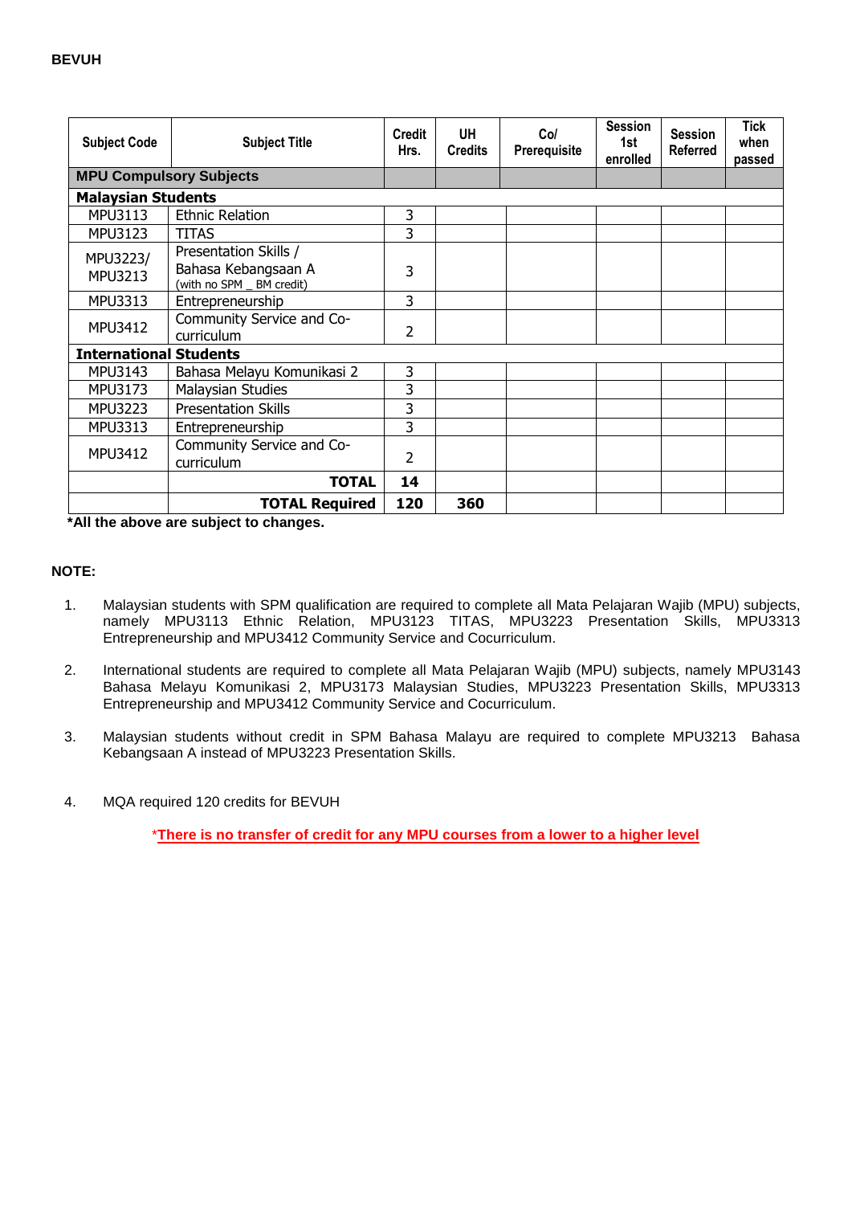**BEVUH**

| Subject Code | Subject Title | Credit Hrs. | UH Credits | Co/ Prerequisite | Session 1st enrolled | Session Referred | Tick when passed |
|---|---|---|---|---|---|---|---|
| **MPU Compulsory Subjects** | | | | | | | |
| **Malaysian Students** | | | | | | | |
| MPU3113 | Ethnic Relation | 3 | | | | | |
| MPU3123 | TITAS | 3 | | | | | |
| MPU3223/ MPU3213 | Presentation Skills / Bahasa Kebangsaan A (with no SPM _ BM credit) | 3 | | | | | |
| MPU3313 | Entrepreneurship | 3 | | | | | |
| MPU3412 | Community Service and Co-curriculum | 2 | | | | | |
| **International Students** | | | | | | | |
| MPU3143 | Bahasa Melayu Komunikasi 2 | 3 | | | | | |
| MPU3173 | Malaysian Studies | 3 | | | | | |
| MPU3223 | Presentation Skills | 3 | | | | | |
| MPU3313 | Entrepreneurship | 3 | | | | | |
| MPU3412 | Community Service and Co-curriculum | 2 | | | | | |
| | **TOTAL** | **14** | | | | | |
| | **TOTAL Required** | **120** | **360** | | | | |

**\*All the above are subject to changes.**

**NOTE:**

1. Malaysian students with SPM qualification are required to complete all Mata Pelajaran Wajib (MPU) subjects, namely MPU3113 Ethnic Relation, MPU3123 TITAS, MPU3223 Presentation Skills, MPU3313 Entrepreneurship and MPU3412 Community Service and Cocurriculum.

2. International students are required to complete all Mata Pelajaran Wajib (MPU) subjects, namely MPU3143 Bahasa Melayu Komunikasi 2, MPU3173 Malaysian Studies, MPU3223 Presentation Skills, MPU3313 Entrepreneurship and MPU3412 Community Service and Cocurriculum.

3. Malaysian students without credit in SPM Bahasa Malayu are required to complete MPU3213 Bahasa Kebangsaan A instead of MPU3223 Presentation Skills.

4. MQA required 120 credits for BEVUH

\***There is no transfer of credit for any MPU courses from a lower to a higher level**